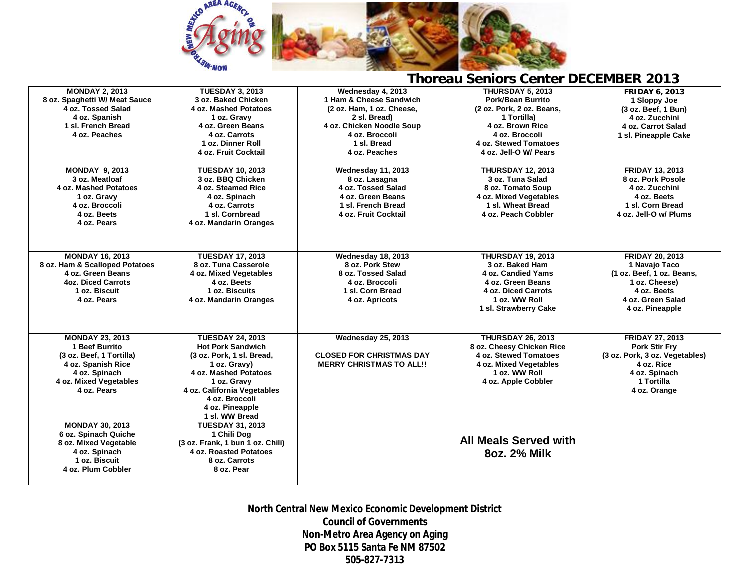# Thoreau Seniors Center DECEMBER 2013

| MONDAY | TUESDAY | WEDNESDAY | THURSDAY | FRIDAY |
|---|---|---|---|---|
| **MONDAY 2, 2013**<br>8 oz. Spaghetti W/ Meat Sauce<br>4 oz. Tossed Salad<br>4 oz. Spanish<br>1 sl. French Bread<br>4 oz. Peaches | **TUESDAY 3, 2013**<br>3 oz. Baked Chicken<br>4 oz. Mashed Potatoes<br>1 oz. Gravy<br>4 oz. Green Beans<br>4 oz. Carrots<br>1 oz. Dinner Roll<br>4 oz. Fruit Cocktail | **Wednesday 4, 2013**<br>1 Ham & Cheese Sandwich<br>(2 oz. Ham, 1 oz. Cheese,<br>2 sl. Bread)<br>4 oz. Chicken Noodle Soup<br>4 oz. Broccoli<br>1 sl. Bread<br>4 oz. Peaches | **THURSDAY 5, 2013**<br>Pork/Bean Burrito<br>(2 oz. Pork, 2 oz. Beans,<br>1 Tortilla)<br>4 oz. Brown Rice<br>4 oz. Broccoli<br>4 oz. Stewed Tomatoes<br>4 oz. Jell-O W/ Pears | **FRIDAY 6, 2013**<br>1 Sloppy Joe<br>(3 oz. Beef, 1 Bun)<br>4 oz. Zucchini<br>4 oz. Carrot Salad<br>1 sl. Pineapple Cake |
| **MONDAY 9, 2013**<br>3 oz. Meatloaf<br>4 oz. Mashed Potatoes<br>1 oz. Gravy<br>4 oz. Broccoli<br>4 oz. Beets<br>4 oz. Pears | **TUESDAY 10, 2013**<br>3 oz. BBQ Chicken<br>4 oz. Steamed Rice<br>4 oz. Spinach<br>4 oz. Carrots<br>1 sl. Cornbread<br>4 oz. Mandarin Oranges | **Wednesday 11, 2013**<br>8 oz. Lasagna<br>4 oz. Tossed Salad<br>4 oz. Green Beans<br>1 sl. French Bread<br>4 oz. Fruit Cocktail | **THURSDAY 12, 2013**<br>3 oz. Tuna Salad<br>8 oz. Tomato Soup<br>4 oz. Mixed Vegetables<br>1 sl. Wheat Bread<br>4 oz. Peach Cobbler | **FRIDAY 13, 2013**<br>8 oz. Pork Posole<br>4 oz. Zucchini<br>4 oz. Beets<br>1 sl. Corn Bread<br>4 oz. Jell-O w/ Plums |
| **MONDAY 16, 2013**<br>8 oz. Ham & Scalloped Potatoes<br>4 oz. Green Beans<br>4oz. Diced Carrots<br>1 oz. Biscuit<br>4 oz. Pears | **TUESDAY 17, 2013**<br>8 oz. Tuna Casserole<br>4 oz. Mixed Vegetables<br>4 oz. Beets<br>1 oz. Biscuits<br>4 oz. Mandarin Oranges | **Wednesday 18, 2013**<br>8 oz. Pork Stew<br>8 oz. Tossed Salad<br>4 oz. Broccoli<br>1 sl. Corn Bread<br>4 oz. Apricots | **THURSDAY 19, 2013**<br>3 oz. Baked Ham<br>4 oz. Candied Yams<br>4 oz. Green Beans<br>4 oz. Diced Carrots<br>1 oz. WW Roll<br>1 sl. Strawberry Cake | **FRIDAY 20, 2013**<br>1 Navajo Taco<br>(1 oz. Beef, 1 oz. Beans,<br>1 oz. Cheese)<br>4 oz. Beets<br>4 oz. Green Salad<br>4 oz. Pineapple |
| **MONDAY 23, 2013**<br>1 Beef Burrito<br>(3 oz. Beef, 1 Tortilla)<br>4 oz. Spanish Rice<br>4 oz. Spinach<br>4 oz. Mixed Vegetables<br>4 oz. Pears | **TUESDAY 24, 2013**<br>Hot Pork Sandwich<br>(3 oz. Pork, 1 sl. Bread,<br>1 oz. Gravy)<br>4 oz. Mashed Potatoes<br>1 oz. Gravy<br>4 oz. California Vegetables<br>4 oz. Broccoli<br>4 oz. Pineapple<br>1 sl. WW Bread | **Wednesday 25, 2013**<br><br>CLOSED FOR CHRISTMAS DAY<br>MERRY CHRISTMAS TO ALL!! | **THURSDAY 26, 2013**<br>8 oz. Cheesy Chicken Rice<br>4 oz. Stewed Tomatoes<br>4 oz. Mixed Vegetables<br>1 oz. WW Roll<br>4 oz. Apple Cobbler | **FRIDAY 27, 2013**<br>Pork Stir Fry<br>(3 oz. Pork, 3 oz. Vegetables)<br>4 oz. Rice<br>4 oz. Spinach<br>1 Tortilla<br>4 oz. Orange |
| **MONDAY 30, 2013**<br>6 oz. Spinach Quiche<br>8 oz. Mixed Vegetable<br>4 oz. Spinach<br>1 oz. Biscuit<br>4 oz. Plum Cobbler | **TUESDAY 31, 2013**<br>1 Chili Dog<br>(3 oz. Frank, 1 bun 1 oz. Chili)<br>4 oz. Roasted Potatoes<br>8 oz. Carrots<br>8 oz. Pear | | **All Meals Served with 8oz. 2% Milk** | |

**North Central New Mexico Economic Development District**
**Council of Governments**
**Non-Metro Area Agency on Aging**
**PO Box 5115 Santa Fe NM 87502**
**505-827-7313**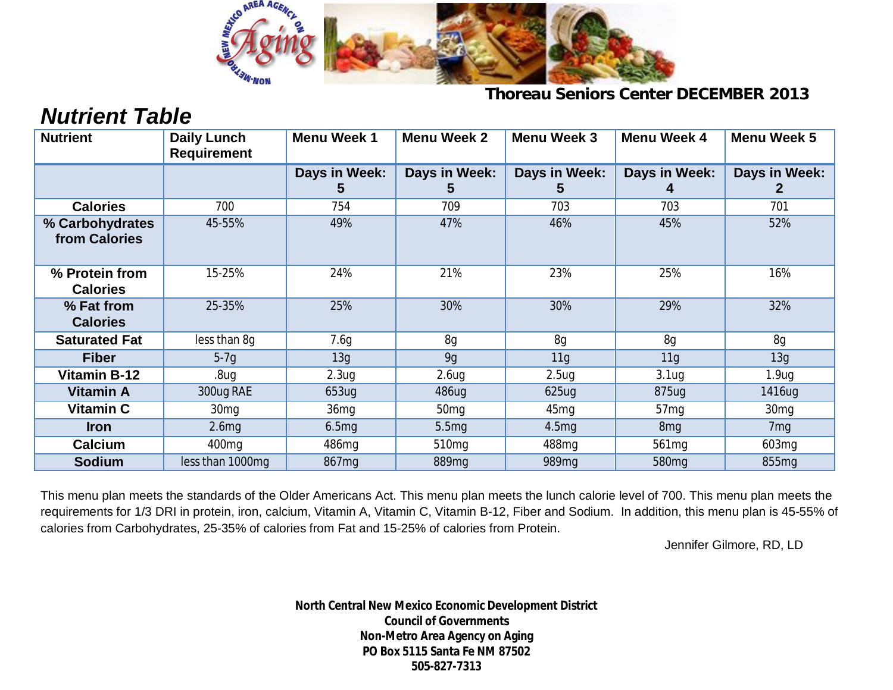Thoreau Seniors Center DECEMBER 2013

# *Nutrient Table*

| Nutrient | Daily Lunch Requirement | Menu Week 1 | Menu Week 2 | Menu Week 3 | Menu Week 4 | Menu Week 5 |
|---|---|---|---|---|---|---|
| | | Days in Week: 5 | Days in Week: 5 | Days in Week: 5 | Days in Week: 4 | Days in Week: 2 |
| Calories | 700 | 754 | 709 | 703 | 703 | 701 |
| % Carbohydrates from Calories | 45-55% | 49% | 47% | 46% | 45% | 52% |
| % Protein from Calories | 15-25% | 24% | 21% | 23% | 25% | 16% |
| % Fat from Calories | 25-35% | 25% | 30% | 30% | 29% | 32% |
| Saturated Fat | less than 8g | 7.6g | 8g | 8g | 8g | 8g |
| Fiber | 5-7g | 13g | 9g | 11g | 11g | 13g |
| Vitamin B-12 | .8ug | 2.3ug | 2.6ug | 2.5ug | 3.1ug | 1.9ug |
| Vitamin A | 300ug RAE | 653ug | 486ug | 625ug | 875ug | 1416ug |
| Vitamin C | 30mg | 36mg | 50mg | 45mg | 57mg | 30mg |
| Iron | 2.6mg | 6.5mg | 5.5mg | 4.5mg | 8mg | 7mg |
| Calcium | 400mg | 486mg | 510mg | 488mg | 561mg | 603mg |
| Sodium | less than 1000mg | 867mg | 889mg | 989mg | 580mg | 855mg |

This menu plan meets the standards of the Older Americans Act. This menu plan meets the lunch calorie level of 700. This menu plan meets the requirements for 1/3 DRI in protein, iron, calcium, Vitamin A, Vitamin C, Vitamin B-12, Fiber and Sodium. In addition, this menu plan is 45-55% of calories from Carbohydrates, 25-35% of calories from Fat and 15-25% of calories from Protein.

Jennifer Gilmore, RD, LD

**North Central New Mexico Economic Development District**
**Council of Governments**
**Non-Metro Area Agency on Aging**
**PO Box 5115 Santa Fe NM 87502**
**505-827-7313**